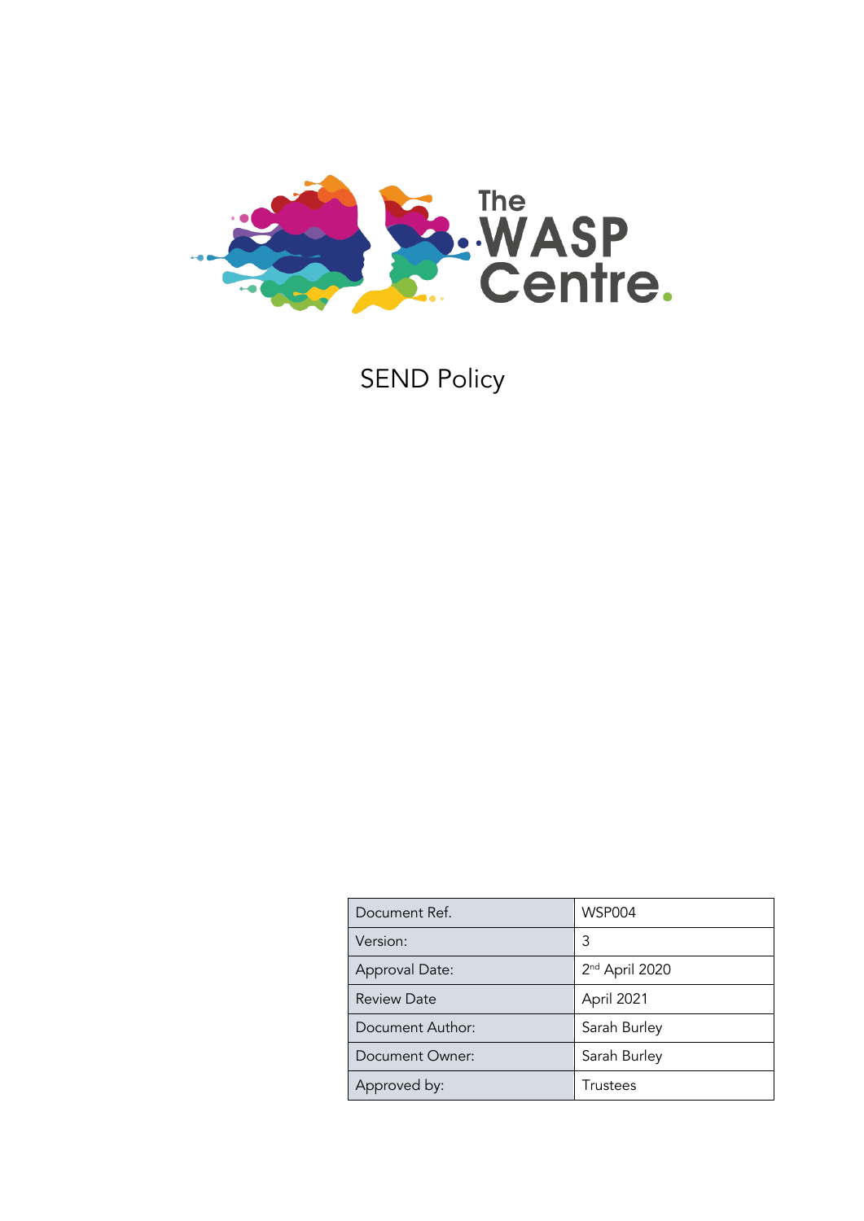The WASP Centre.

# SEND Policy

| Document Ref. | WSP004 |
| --- | --- |
| Version: | 3 |
| Approval Date: | 2nd April 2020 |
| Review Date | April 2021 |
| Document Author: | Sarah Burley |
| Document Owner: | Sarah Burley |
| Approved by: | Trustees |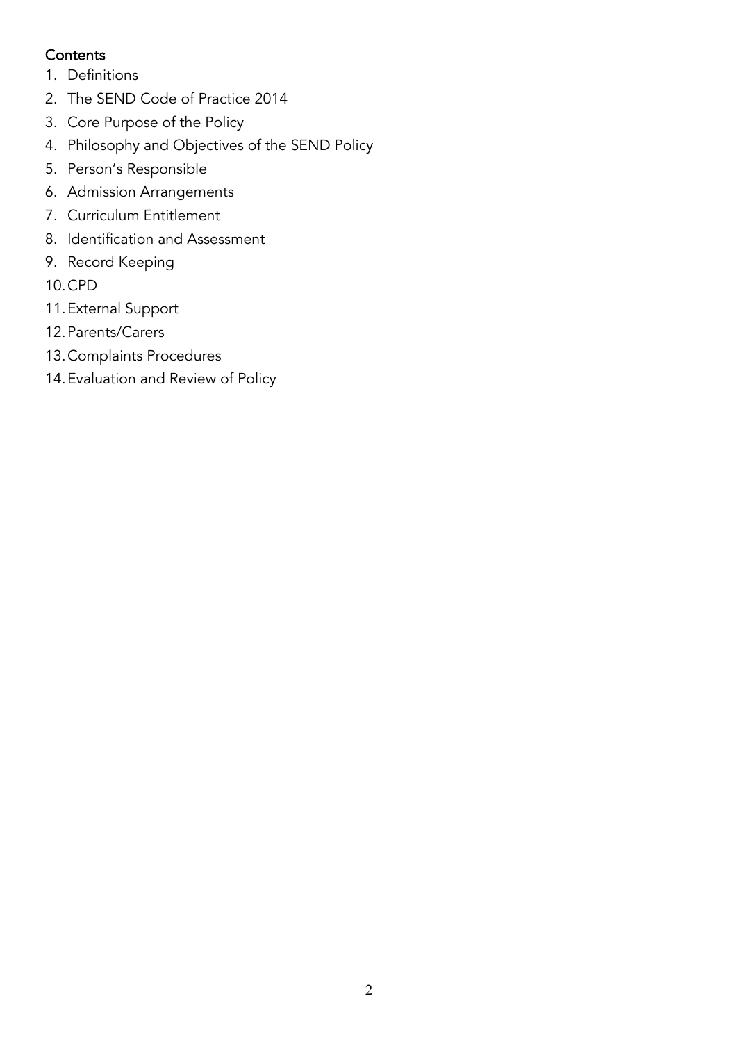**Contents**

1. Definitions
2. The SEND Code of Practice 2014
3. Core Purpose of the Policy
4. Philosophy and Objectives of the SEND Policy
5. Person's Responsible
6. Admission Arrangements
7. Curriculum Entitlement
8. Identification and Assessment
9. Record Keeping
10. CPD
11. External Support
12. Parents/Carers
13. Complaints Procedures
14. Evaluation and Review of Policy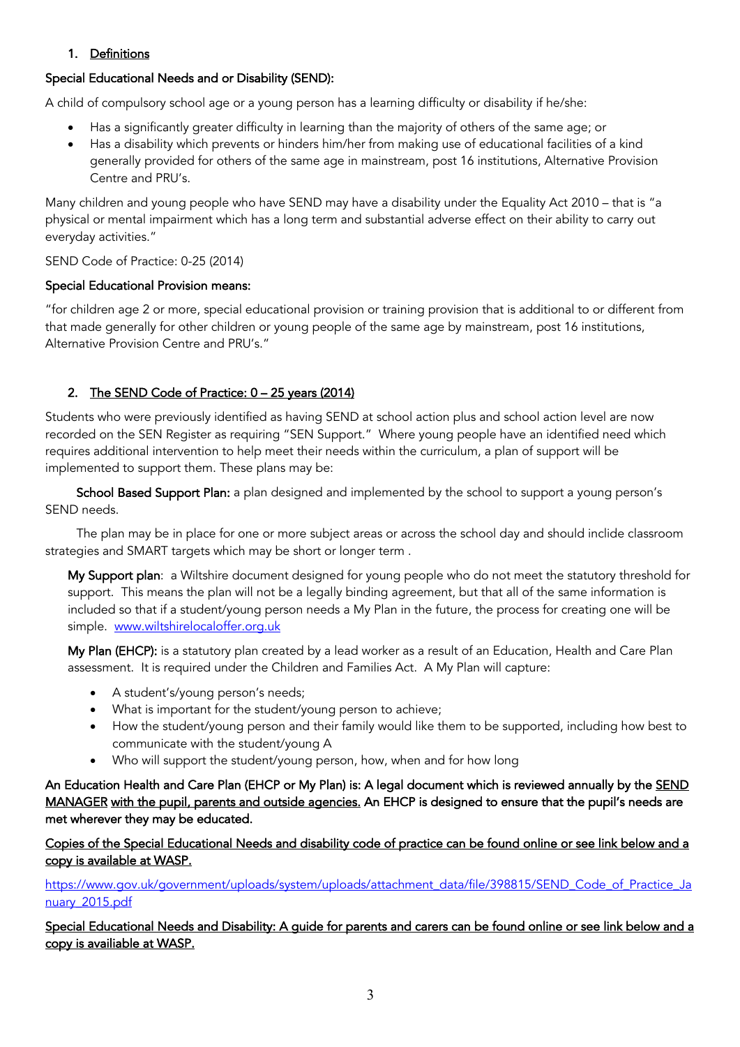## 1. Definitions

**Special Educational Needs and or Disability (SEND):**

A child of compulsory school age or a young person has a learning difficulty or disability if he/she:

- Has a significantly greater difficulty in learning than the majority of others of the same age; or
- Has a disability which prevents or hinders him/her from making use of educational facilities of a kind generally provided for others of the same age in mainstream, post 16 institutions, Alternative Provision Centre and PRU's.

Many children and young people who have SEND may have a disability under the Equality Act 2010 – that is "a physical or mental impairment which has a long term and substantial adverse effect on their ability to carry out everyday activities."

SEND Code of Practice: 0-25 (2014)

**Special Educational Provision means:**

"for children age 2 or more, special educational provision or training provision that is additional to or different from that made generally for other children or young people of the same age by mainstream, post 16 institutions, Alternative Provision Centre and PRU's."

## 2. The SEND Code of Practice: 0 – 25 years (2014)

Students who were previously identified as having SEND at school action plus and school action level are now recorded on the SEN Register as requiring "SEN Support." Where young people have an identified need which requires additional intervention to help meet their needs within the curriculum, a plan of support will be implemented to support them. These plans may be:

**School Based Support Plan:** a plan designed and implemented by the school to support a young person's SEND needs.

The plan may be in place for one or more subject areas or across the school day and should inclide classroom strategies and SMART targets which may be short or longer term .

**My Support plan**: a Wiltshire document designed for young people who do not meet the statutory threshold for support. This means the plan will not be a legally binding agreement, but that all of the same information is included so that if a student/young person needs a My Plan in the future, the process for creating one will be simple. [www.wiltshirelocaloffer.org.uk](http://www.wiltshirelocaloffer.org.uk)

**My Plan (EHCP):** is a statutory plan created by a lead worker as a result of an Education, Health and Care Plan assessment. It is required under the Children and Families Act. A My Plan will capture:

- A student's/young person's needs;
- What is important for the student/young person to achieve;
- How the student/young person and their family would like them to be supported, including how best to communicate with the student/young A
- Who will support the student/young person, how, when and for how long

**An Education Health and Care Plan (EHCP or My Plan) is: A legal document which is reviewed annually by the SEND MANAGER with the pupil, parents and outside agencies. An EHCP is designed to ensure that the pupil's needs are met wherever they may be educated.**

**Copies of the Special Educational Needs and disability code of practice can be found online or see link below and a copy is available at WASP.**

[https://www.gov.uk/government/uploads/system/uploads/attachment_data/file/398815/SEND_Code_of_Practice_January_2015.pdf](https://www.gov.uk/government/uploads/system/uploads/attachment_data/file/398815/SEND_Code_of_Practice_January_2015.pdf)

**Special Educational Needs and Disability: A guide for parents and carers can be found online or see link below and a copy is availiable at WASP.**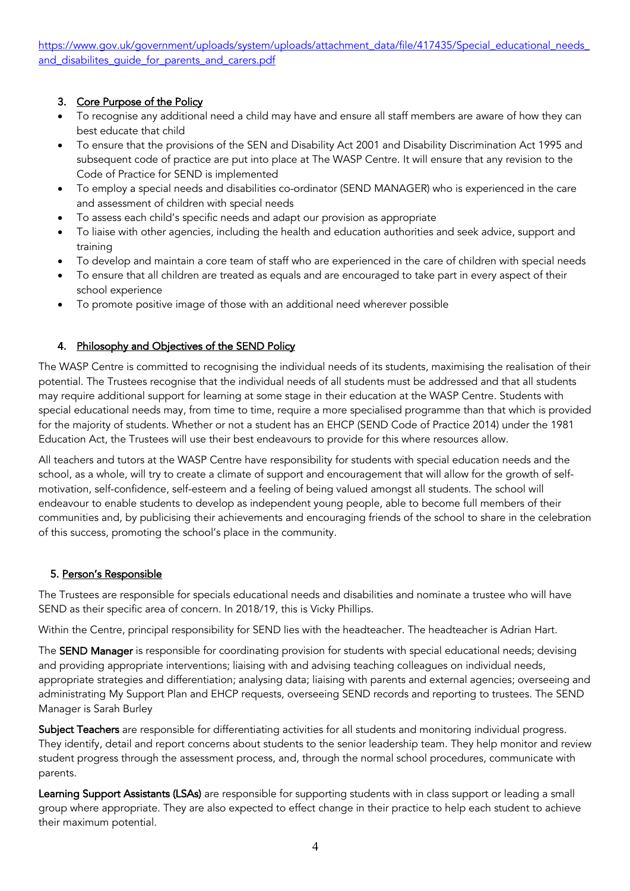https://www.gov.uk/government/uploads/system/uploads/attachment_data/file/417435/Special_educational_needs_and_disabilites_guide_for_parents_and_carers.pdf

## 3. Core Purpose of the Policy

- To recognise any additional need a child may have and ensure all staff members are aware of how they can best educate that child
- To ensure that the provisions of the SEN and Disability Act 2001 and Disability Discrimination Act 1995 and subsequent code of practice are put into place at The WASP Centre. It will ensure that any revision to the Code of Practice for SEND is implemented
- To employ a special needs and disabilities co-ordinator (SEND MANAGER) who is experienced in the care and assessment of children with special needs
- To assess each child's specific needs and adapt our provision as appropriate
- To liaise with other agencies, including the health and education authorities and seek advice, support and training
- To develop and maintain a core team of staff who are experienced in the care of children with special needs
- To ensure that all children are treated as equals and are encouraged to take part in every aspect of their school experience
- To promote positive image of those with an additional need wherever possible

## 4. Philosophy and Objectives of the SEND Policy

The WASP Centre is committed to recognising the individual needs of its students, maximising the realisation of their potential. The Trustees recognise that the individual needs of all students must be addressed and that all students may require additional support for learning at some stage in their education at the WASP Centre. Students with special educational needs may, from time to time, require a more specialised programme than that which is provided for the majority of students. Whether or not a student has an EHCP (SEND Code of Practice 2014) under the 1981 Education Act, the Trustees will use their best endeavours to provide for this where resources allow.

All teachers and tutors at the WASP Centre have responsibility for students with special education needs and the school, as a whole, will try to create a climate of support and encouragement that will allow for the growth of self-motivation, self-confidence, self-esteem and a feeling of being valued amongst all students. The school will endeavour to enable students to develop as independent young people, able to become full members of their communities and, by publicising their achievements and encouraging friends of the school to share in the celebration of this success, promoting the school's place in the community.

## 5. Person's Responsible

The Trustees are responsible for specials educational needs and disabilities and nominate a trustee who will have SEND as their specific area of concern. In 2018/19, this is Vicky Phillips.

Within the Centre, principal responsibility for SEND lies with the headteacher. The headteacher is Adrian Hart.

The **SEND Manager** is responsible for coordinating provision for students with special educational needs; devising and providing appropriate interventions; liaising with and advising teaching colleagues on individual needs, appropriate strategies and differentiation; analysing data; liaising with parents and external agencies; overseeing and administrating My Support Plan and EHCP requests, overseeing SEND records and reporting to trustees. The SEND Manager is Sarah Burley

**Subject Teachers** are responsible for differentiating activities for all students and monitoring individual progress. They identify, detail and report concerns about students to the senior leadership team. They help monitor and review student progress through the assessment process, and, through the normal school procedures, communicate with parents.

**Learning Support Assistants (LSAs)** are responsible for supporting students with in class support or leading a small group where appropriate. They are also expected to effect change in their practice to help each student to achieve their maximum potential.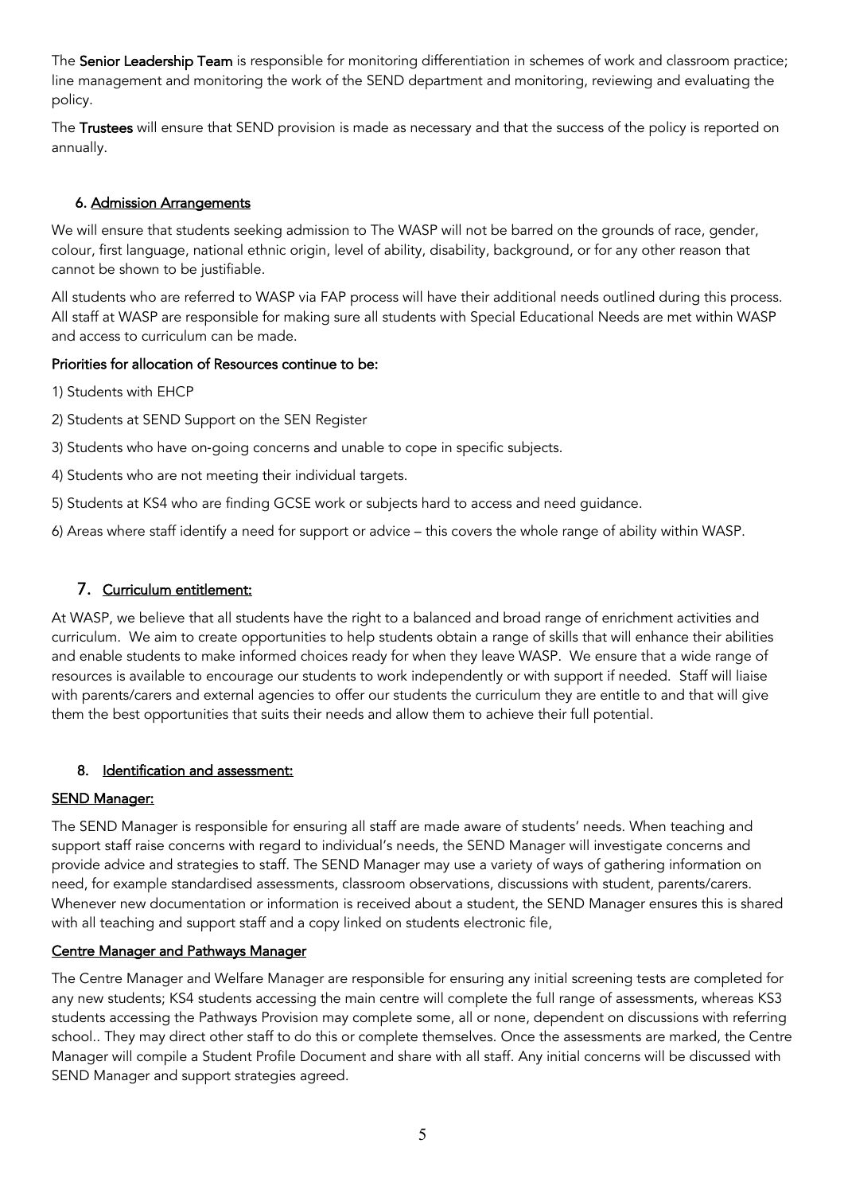The **Senior Leadership Team** is responsible for monitoring differentiation in schemes of work and classroom practice; line management and monitoring the work of the SEND department and monitoring, reviewing and evaluating the policy.

The **Trustees** will ensure that SEND provision is made as necessary and that the success of the policy is reported on annually.

## 6. Admission Arrangements

We will ensure that students seeking admission to The WASP will not be barred on the grounds of race, gender, colour, first language, national ethnic origin, level of ability, disability, background, or for any other reason that cannot be shown to be justifiable.

All students who are referred to WASP via FAP process will have their additional needs outlined during this process. All staff at WASP are responsible for making sure all students with Special Educational Needs are met within WASP and access to curriculum can be made.

**Priorities for allocation of Resources continue to be:**

1) Students with EHCP

2) Students at SEND Support on the SEN Register

3) Students who have on-going concerns and unable to cope in specific subjects.

4) Students who are not meeting their individual targets.

5) Students at KS4 who are finding GCSE work or subjects hard to access and need guidance.

6) Areas where staff identify a need for support or advice – this covers the whole range of ability within WASP.

## 7. Curriculum entitlement:

At WASP, we believe that all students have the right to a balanced and broad range of enrichment activities and curriculum. We aim to create opportunities to help students obtain a range of skills that will enhance their abilities and enable students to make informed choices ready for when they leave WASP. We ensure that a wide range of resources is available to encourage our students to work independently or with support if needed. Staff will liaise with parents/carers and external agencies to offer our students the curriculum they are entitle to and that will give them the best opportunities that suits their needs and allow them to achieve their full potential.

## 8. Identification and assessment:

### SEND Manager:

The SEND Manager is responsible for ensuring all staff are made aware of students' needs. When teaching and support staff raise concerns with regard to individual's needs, the SEND Manager will investigate concerns and provide advice and strategies to staff. The SEND Manager may use a variety of ways of gathering information on need, for example standardised assessments, classroom observations, discussions with student, parents/carers. Whenever new documentation or information is received about a student, the SEND Manager ensures this is shared with all teaching and support staff and a copy linked on students electronic file,

### Centre Manager and Pathways Manager

The Centre Manager and Welfare Manager are responsible for ensuring any initial screening tests are completed for any new students; KS4 students accessing the main centre will complete the full range of assessments, whereas KS3 students accessing the Pathways Provision may complete some, all or none, dependent on discussions with referring school.. They may direct other staff to do this or complete themselves. Once the assessments are marked, the Centre Manager will compile a Student Profile Document and share with all staff. Any initial concerns will be discussed with SEND Manager and support strategies agreed.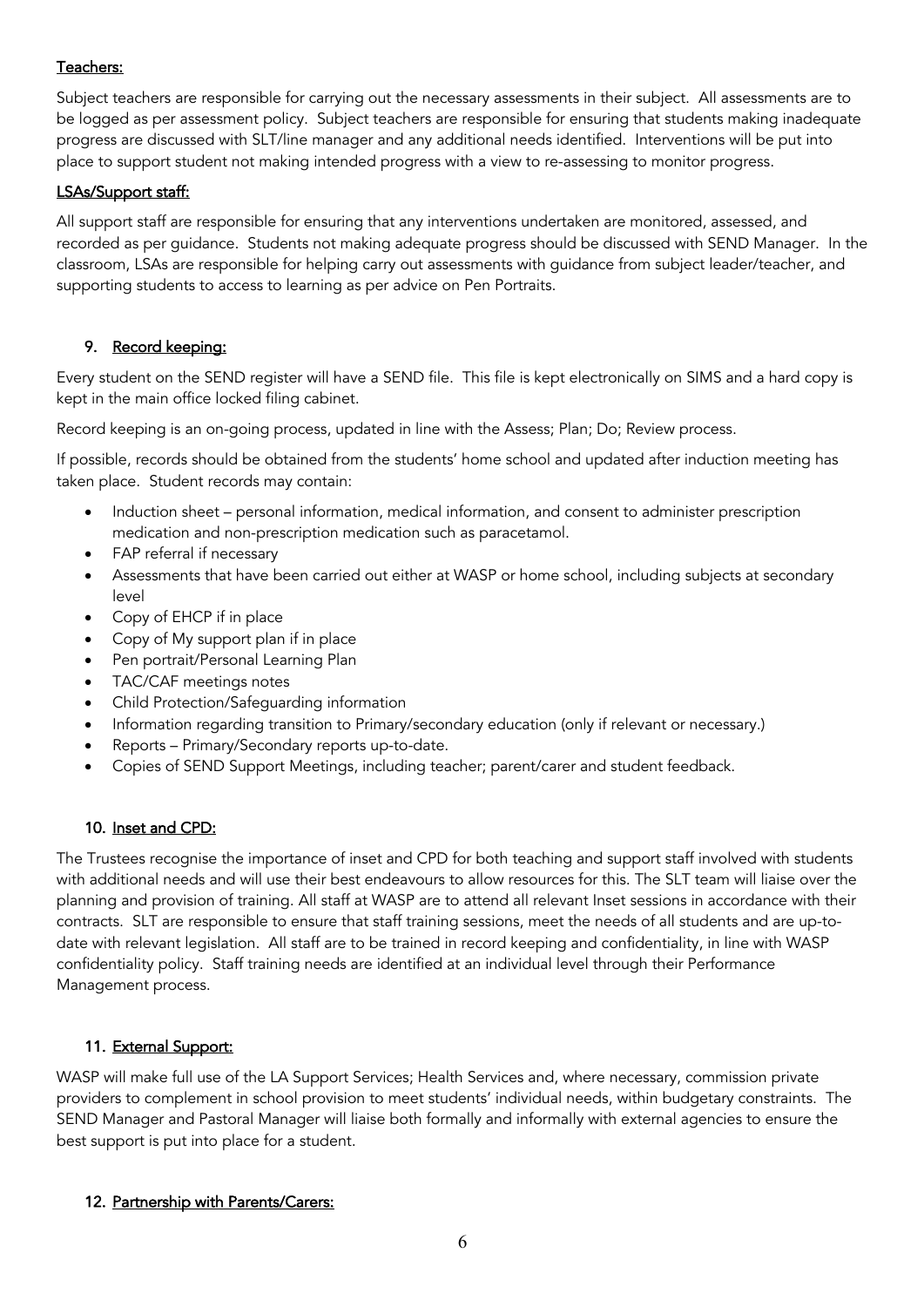### Teachers:

Subject teachers are responsible for carrying out the necessary assessments in their subject. All assessments are to be logged as per assessment policy. Subject teachers are responsible for ensuring that students making inadequate progress are discussed with SLT/line manager and any additional needs identified. Interventions will be put into place to support student not making intended progress with a view to re-assessing to monitor progress.

### LSAs/Support staff:

All support staff are responsible for ensuring that any interventions undertaken are monitored, assessed, and recorded as per guidance. Students not making adequate progress should be discussed with SEND Manager. In the classroom, LSAs are responsible for helping carry out assessments with guidance from subject leader/teacher, and supporting students to access to learning as per advice on Pen Portraits.

## 9. Record keeping:

Every student on the SEND register will have a SEND file. This file is kept electronically on SIMS and a hard copy is kept in the main office locked filing cabinet.

Record keeping is an on-going process, updated in line with the Assess; Plan; Do; Review process.

If possible, records should be obtained from the students' home school and updated after induction meeting has taken place. Student records may contain:

- Induction sheet – personal information, medical information, and consent to administer prescription medication and non-prescription medication such as paracetamol.
- FAP referral if necessary
- Assessments that have been carried out either at WASP or home school, including subjects at secondary level
- Copy of EHCP if in place
- Copy of My support plan if in place
- Pen portrait/Personal Learning Plan
- TAC/CAF meetings notes
- Child Protection/Safeguarding information
- Information regarding transition to Primary/secondary education (only if relevant or necessary.)
- Reports – Primary/Secondary reports up-to-date.
- Copies of SEND Support Meetings, including teacher; parent/carer and student feedback.

## 10. Inset and CPD:

The Trustees recognise the importance of inset and CPD for both teaching and support staff involved with students with additional needs and will use their best endeavours to allow resources for this. The SLT team will liaise over the planning and provision of training. All staff at WASP are to attend all relevant Inset sessions in accordance with their contracts. SLT are responsible to ensure that staff training sessions, meet the needs of all students and are up-to-date with relevant legislation. All staff are to be trained in record keeping and confidentiality, in line with WASP confidentiality policy. Staff training needs are identified at an individual level through their Performance Management process.

## 11. External Support:

WASP will make full use of the LA Support Services; Health Services and, where necessary, commission private providers to complement in school provision to meet students' individual needs, within budgetary constraints. The SEND Manager and Pastoral Manager will liaise both formally and informally with external agencies to ensure the best support is put into place for a student.

## 12. Partnership with Parents/Carers: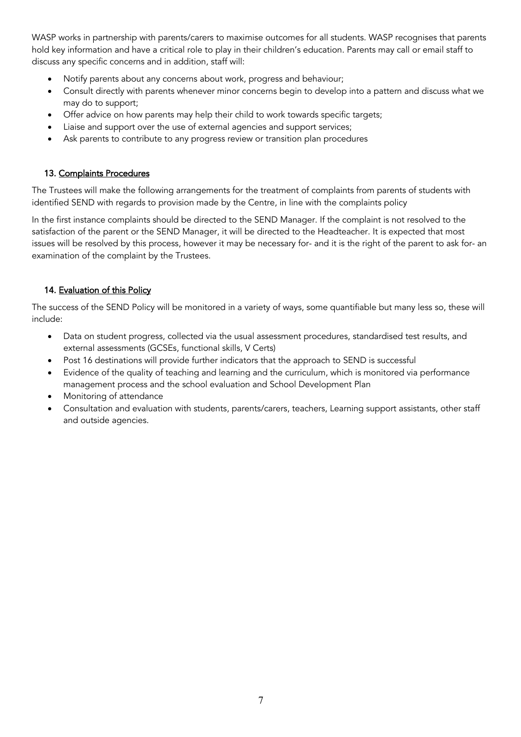WASP works in partnership with parents/carers to maximise outcomes for all students. WASP recognises that parents hold key information and have a critical role to play in their children's education. Parents may call or email staff to discuss any specific concerns and in addition, staff will:

- Notify parents about any concerns about work, progress and behaviour;
- Consult directly with parents whenever minor concerns begin to develop into a pattern and discuss what we may do to support;
- Offer advice on how parents may help their child to work towards specific targets;
- Liaise and support over the use of external agencies and support services;
- Ask parents to contribute to any progress review or transition plan procedures

## 13. Complaints Procedures

The Trustees will make the following arrangements for the treatment of complaints from parents of students with identified SEND with regards to provision made by the Centre, in line with the complaints policy

In the first instance complaints should be directed to the SEND Manager. If the complaint is not resolved to the satisfaction of the parent or the SEND Manager, it will be directed to the Headteacher. It is expected that most issues will be resolved by this process, however it may be necessary for- and it is the right of the parent to ask for- an examination of the complaint by the Trustees.

## 14. Evaluation of this Policy

The success of the SEND Policy will be monitored in a variety of ways, some quantifiable but many less so, these will include:

- Data on student progress, collected via the usual assessment procedures, standardised test results, and external assessments (GCSEs, functional skills, V Certs)
- Post 16 destinations will provide further indicators that the approach to SEND is successful
- Evidence of the quality of teaching and learning and the curriculum, which is monitored via performance management process and the school evaluation and School Development Plan
- Monitoring of attendance
- Consultation and evaluation with students, parents/carers, teachers, Learning support assistants, other staff and outside agencies.